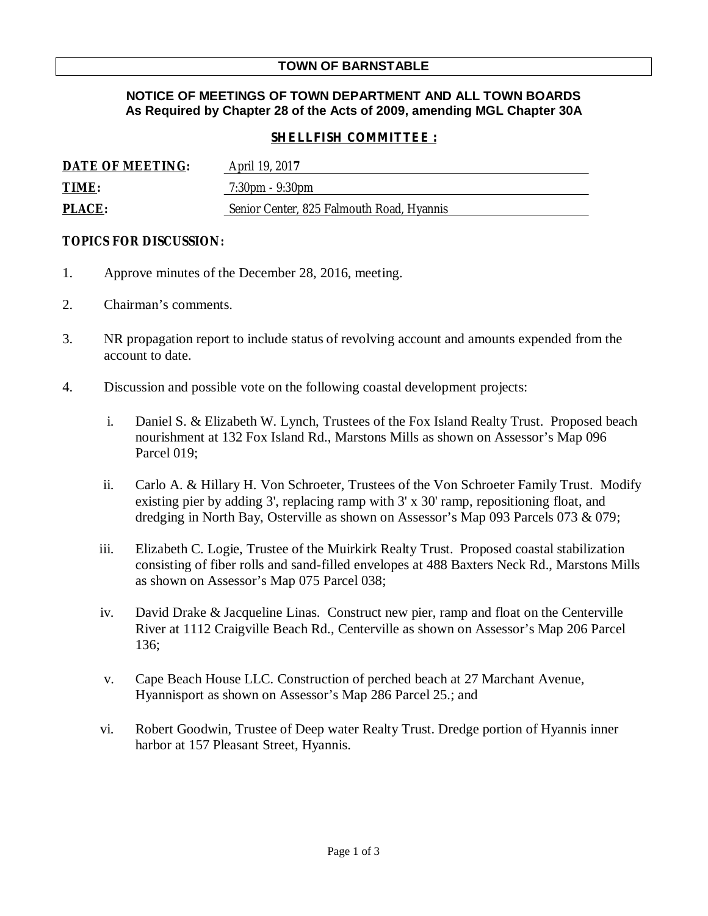# TOWN OF BARNSTABLE

## NOTICE OF MEETINGS OF TOWN DEPARTMENT AND ALL TOWN BOARDS
**As Required by Chapter 28 of the Acts of 2009, amending MGL Chapter 30A**

### SHELLFISH COMMITTEE :

**DATE OF MEETING:** April 19, 2017

**TIME:** 7:30pm - 9:30pm

**PLACE:** Senior Center, 825 Falmouth Road, Hyannis

**TOPICS FOR DISCUSSION:**

1. Approve minutes of the December 28, 2016, meeting.

2. Chairman's comments.

3. NR propagation report to include status of revolving account and amounts expended from the account to date.

4. Discussion and possible vote on the following coastal development projects:

   i. Daniel S. & Elizabeth W. Lynch, Trustees of the Fox Island Realty Trust. Proposed beach nourishment at 132 Fox Island Rd., Marstons Mills as shown on Assessor's Map 096 Parcel 019;

   ii. Carlo A. & Hillary H. Von Schroeter, Trustees of the Von Schroeter Family Trust. Modify existing pier by adding 3', replacing ramp with 3' x 30' ramp, repositioning float, and dredging in North Bay, Osterville as shown on Assessor's Map 093 Parcels 073 & 079;

   iii. Elizabeth C. Logie, Trustee of the Muirkirk Realty Trust. Proposed coastal stabilization consisting of fiber rolls and sand-filled envelopes at 488 Baxters Neck Rd., Marstons Mills as shown on Assessor's Map 075 Parcel 038;

   iv. David Drake & Jacqueline Linas. Construct new pier, ramp and float on the Centerville River at 1112 Craigville Beach Rd., Centerville as shown on Assessor's Map 206 Parcel 136;

   v. Cape Beach House LLC. Construction of perched beach at 27 Marchant Avenue, Hyannisport as shown on Assessor's Map 286 Parcel 25.; and

   vi. Robert Goodwin, Trustee of Deep water Realty Trust. Dredge portion of Hyannis inner harbor at 157 Pleasant Street, Hyannis.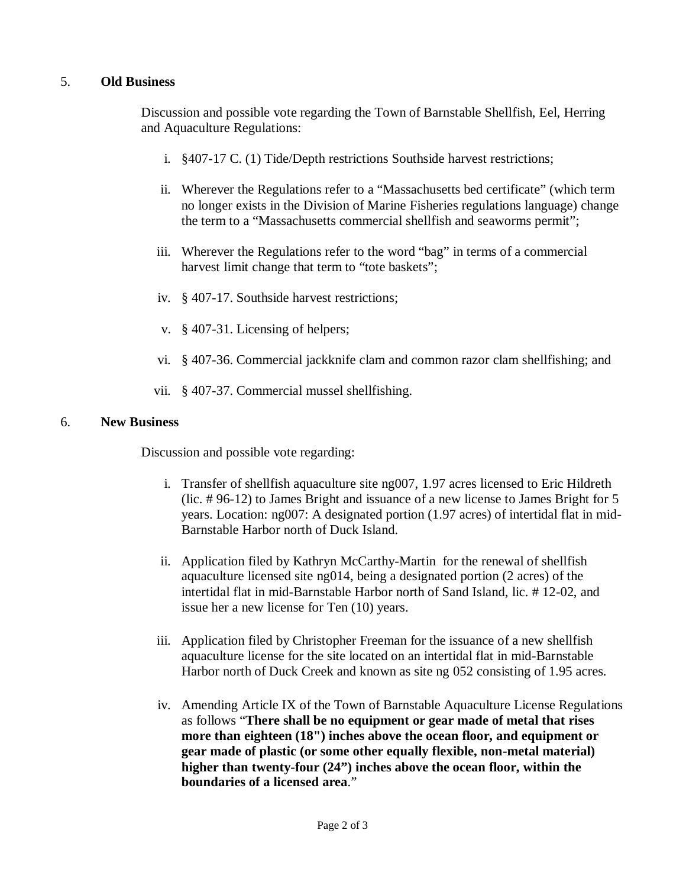5. **Old Business**

Discussion and possible vote regarding the Town of Barnstable Shellfish, Eel, Herring and Aquaculture Regulations:

i. §407-17 C. (1) Tide/Depth restrictions Southside harvest restrictions;

ii. Wherever the Regulations refer to a "Massachusetts bed certificate" (which term no longer exists in the Division of Marine Fisheries regulations language) change the term to a "Massachusetts commercial shellfish and seaworms permit";

iii. Wherever the Regulations refer to the word "bag" in terms of a commercial harvest limit change that term to "tote baskets";

iv. § 407-17. Southside harvest restrictions;

v. § 407-31. Licensing of helpers;

vi. § 407-36. Commercial jackknife clam and common razor clam shellfishing; and

vii. § 407-37. Commercial mussel shellfishing.

6. **New Business**

Discussion and possible vote regarding:

i. Transfer of shellfish aquaculture site ng007, 1.97 acres licensed to Eric Hildreth (lic. # 96-12) to James Bright and issuance of a new license to James Bright for 5 years. Location: ng007: A designated portion (1.97 acres) of intertidal flat in mid-Barnstable Harbor north of Duck Island.

ii. Application filed by Kathryn McCarthy-Martin for the renewal of shellfish aquaculture licensed site ng014, being a designated portion (2 acres) of the intertidal flat in mid-Barnstable Harbor north of Sand Island, lic. # 12-02, and issue her a new license for Ten (10) years.

iii. Application filed by Christopher Freeman for the issuance of a new shellfish aquaculture license for the site located on an intertidal flat in mid-Barnstable Harbor north of Duck Creek and known as site ng 052 consisting of 1.95 acres.

iv. Amending Article IX of the Town of Barnstable Aquaculture License Regulations as follows "**There shall be no equipment or gear made of metal that rises more than eighteen (18") inches above the ocean floor, and equipment or gear made of plastic (or some other equally flexible, non-metal material) higher than twenty-four (24") inches above the ocean floor, within the boundaries of a licensed area**."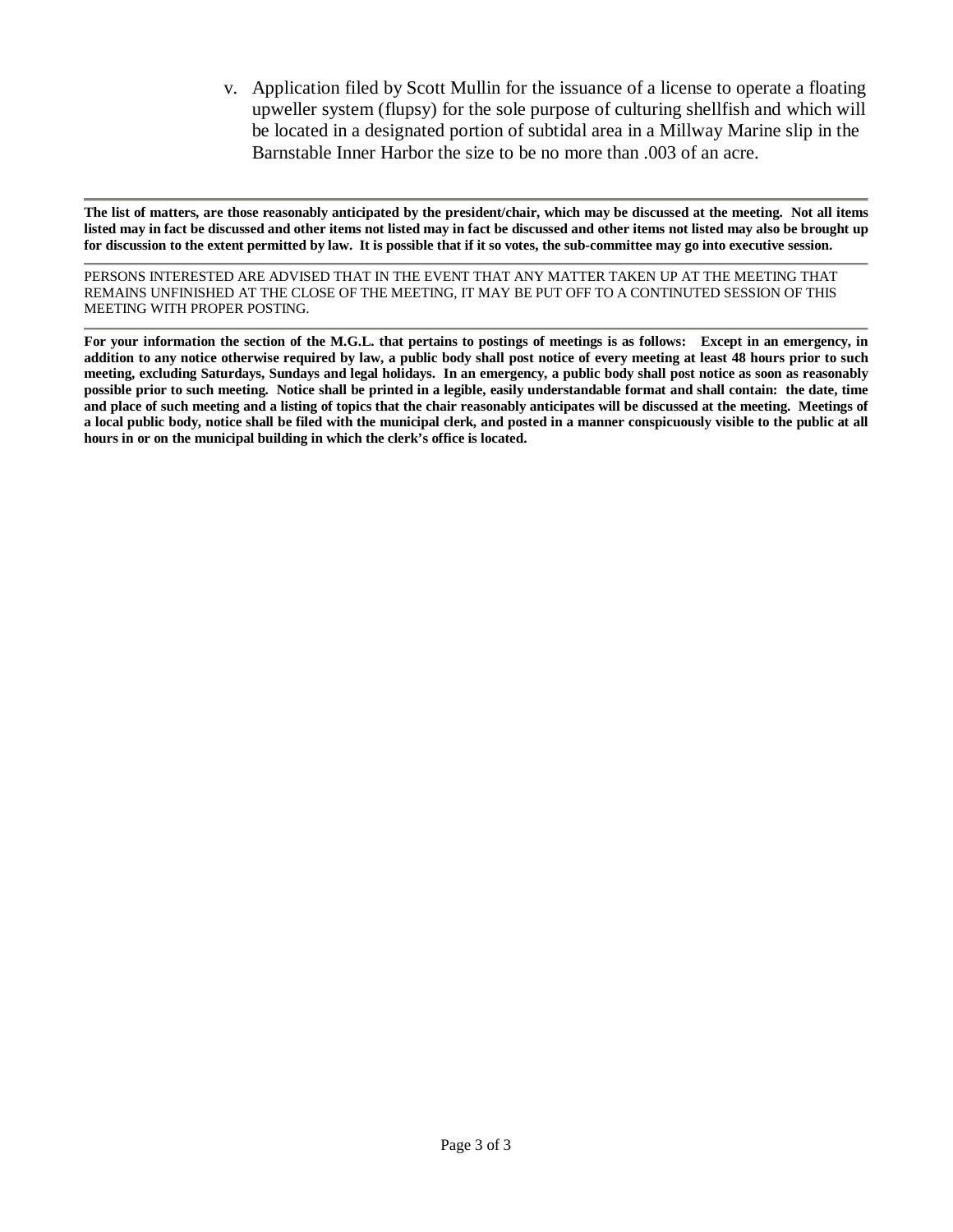v. Application filed by Scott Mullin for the issuance of a license to operate a floating upweller system (flupsy) for the sole purpose of culturing shellfish and which will be located in a designated portion of subtidal area in a Millway Marine slip in the Barnstable Inner Harbor the size to be no more than .003 of an acre.

---

**The list of matters, are those reasonably anticipated by the president/chair, which may be discussed at the meeting. Not all items listed may in fact be discussed and other items not listed may in fact be discussed and other items not listed may also be brought up for discussion to the extent permitted by law. It is possible that if it so votes, the sub-committee may go into executive session.**

---

PERSONS INTERESTED ARE ADVISED THAT IN THE EVENT THAT ANY MATTER TAKEN UP AT THE MEETING THAT REMAINS UNFINISHED AT THE CLOSE OF THE MEETING, IT MAY BE PUT OFF TO A CONTINUTED SESSION OF THIS MEETING WITH PROPER POSTING.

---

**For your information the section of the M.G.L. that pertains to postings of meetings is as follows: Except in an emergency, in addition to any notice otherwise required by law, a public body shall post notice of every meeting at least 48 hours prior to such meeting, excluding Saturdays, Sundays and legal holidays. In an emergency, a public body shall post notice as soon as reasonably possible prior to such meeting. Notice shall be printed in a legible, easily understandable format and shall contain: the date, time and place of such meeting and a listing of topics that the chair reasonably anticipates will be discussed at the meeting. Meetings of a local public body, notice shall be filed with the municipal clerk, and posted in a manner conspicuously visible to the public at all hours in or on the municipal building in which the clerk's office is located.**